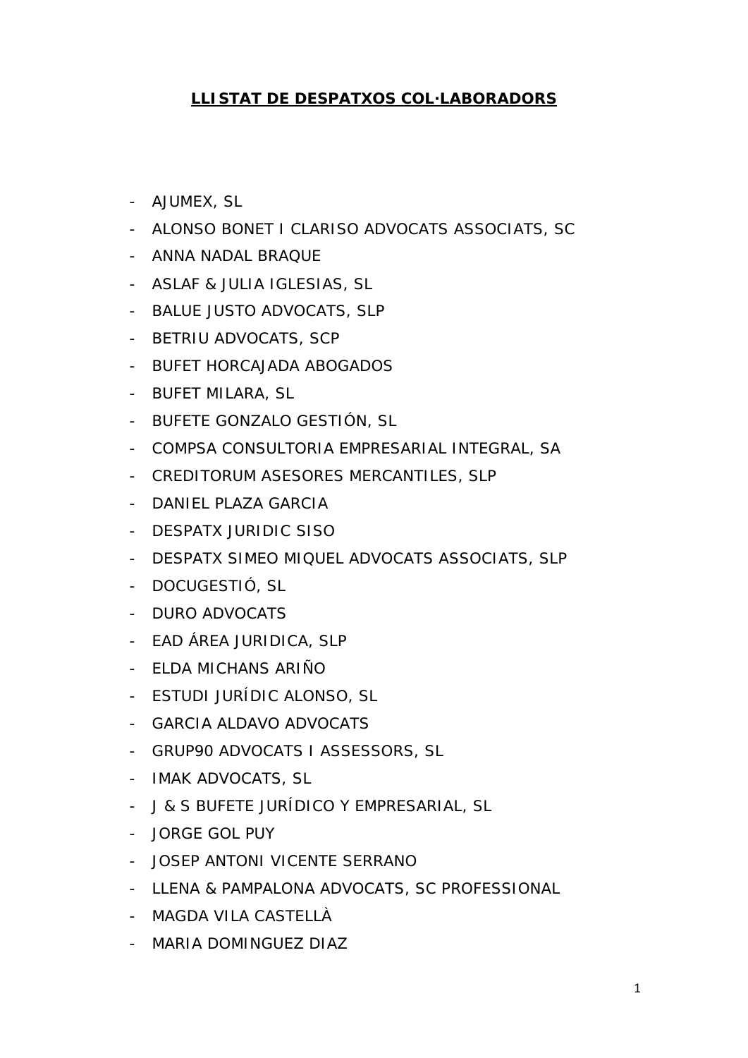# LLISTAT DE DESPATXOS COL·LABORADORS

- AJUMEX, SL
- ALONSO BONET I CLARISO ADVOCATS ASSOCIATS, SC
- ANNA NADAL BRAQUE
- ASLAF & JULIA IGLESIAS, SL
- BALUE JUSTO ADVOCATS, SLP
- BETRIU ADVOCATS, SCP
- BUFET HORCAJADA ABOGADOS
- BUFET MILARA, SL
- BUFETE GONZALO GESTIÓN, SL
- COMPSA CONSULTORIA EMPRESARIAL INTEGRAL, SA
- CREDITORUM ASESORES MERCANTILES, SLP
- DANIEL PLAZA GARCIA
- DESPATX JURIDIC SISO
- DESPATX SIMEO MIQUEL ADVOCATS ASSOCIATS, SLP
- DOCUGESTIÓ, SL
- DURO ADVOCATS
- EAD ÁREA JURIDICA, SLP
- ELDA MICHANS ARIÑO
- ESTUDI JURÍDIC ALONSO, SL
- GARCIA ALDAVO ADVOCATS
- GRUP90 ADVOCATS I ASSESSORS, SL
- IMAK ADVOCATS, SL
- J & S BUFETE JURÍDICO Y EMPRESARIAL, SL
- JORGE GOL PUY
- JOSEP ANTONI VICENTE SERRANO
- LLENA & PAMPALONA ADVOCATS, SC PROFESSIONAL
- MAGDA VILA CASTELLÀ
- MARIA DOMINGUEZ DIAZ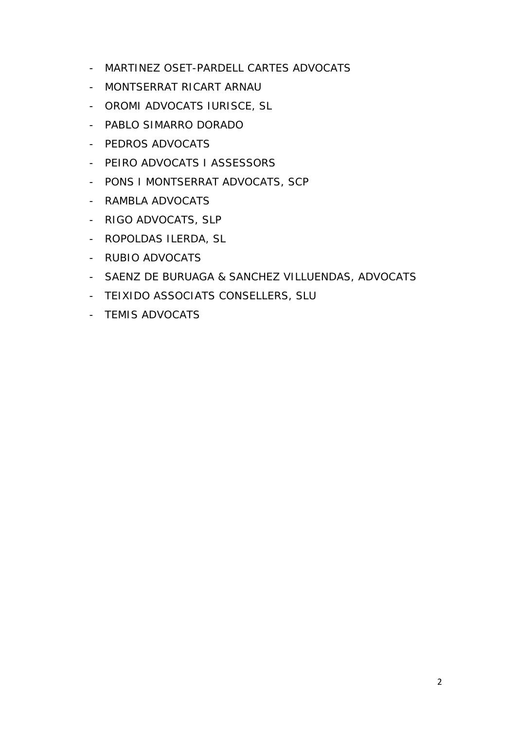- MARTINEZ OSET-PARDELL CARTES ADVOCATS
- MONTSERRAT RICART ARNAU
- OROMI ADVOCATS IURISCE, SL
- PABLO SIMARRO DORADO
- PEDROS ADVOCATS
- PEIRO ADVOCATS I ASSESSORS
- PONS I MONTSERRAT ADVOCATS, SCP
- RAMBLA ADVOCATS
- RIGO ADVOCATS, SLP
- ROPOLDAS ILERDA, SL
- RUBIO ADVOCATS
- SAENZ DE BURUAGA & SANCHEZ VILLUENDAS, ADVOCATS
- TEIXIDO ASSOCIATS CONSELLERS, SLU
- TEMIS ADVOCATS